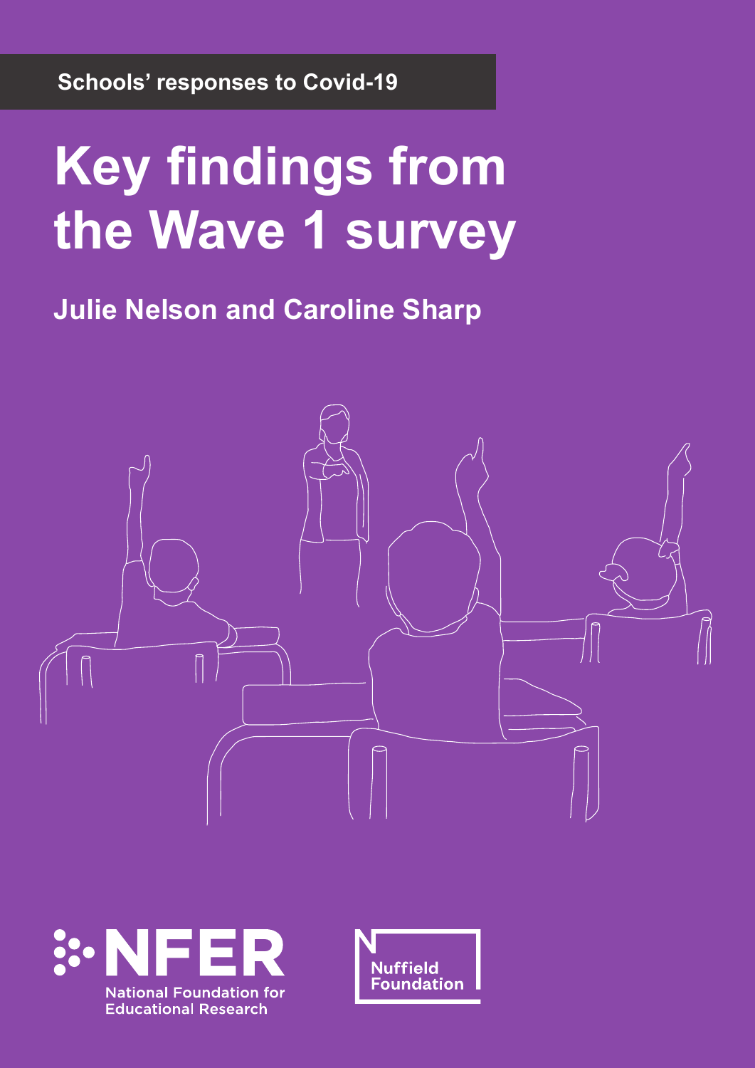Schools' responses to Covid-19

# Key findings from the Wave 1 survey

## Julie Nelson and Caroline Sharp

NFER
National Foundation for Educational Research

Nuffield Foundation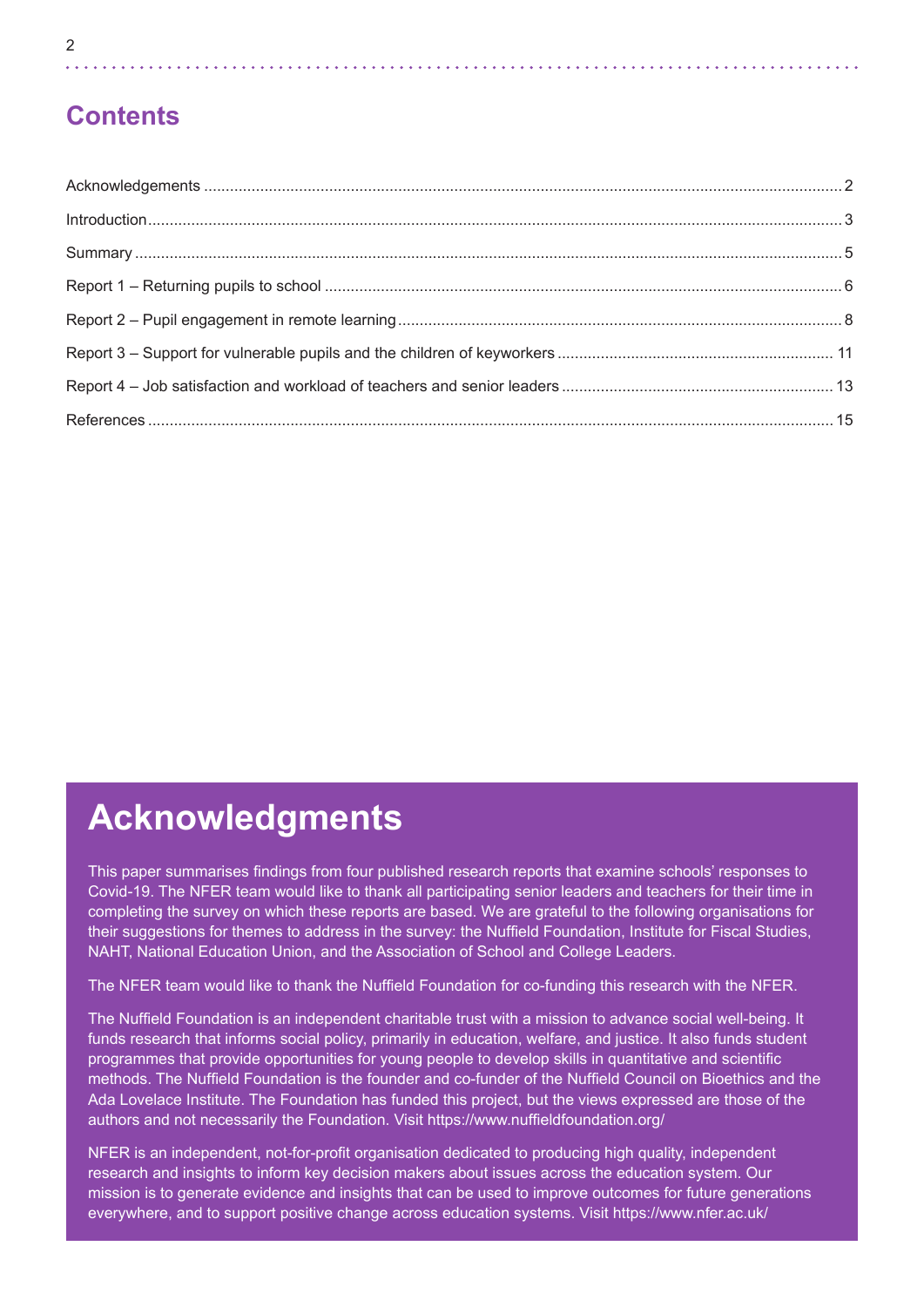# Contents

Acknowledgements ........ 2

Introduction ........ 3

Summary ........ 5

Report 1 – Returning pupils to school ........ 6

Report 2 – Pupil engagement in remote learning ........ 8

Report 3 – Support for vulnerable pupils and the children of keyworkers ........ 11

Report 4 – Job satisfaction and workload of teachers and senior leaders ........ 13

References ........ 15

# Acknowledgments

This paper summarises findings from four published research reports that examine schools' responses to Covid-19. The NFER team would like to thank all participating senior leaders and teachers for their time in completing the survey on which these reports are based. We are grateful to the following organisations for their suggestions for themes to address in the survey: the Nuffield Foundation, Institute for Fiscal Studies, NAHT, National Education Union, and the Association of School and College Leaders.

The NFER team would like to thank the Nuffield Foundation for co-funding this research with the NFER.

The Nuffield Foundation is an independent charitable trust with a mission to advance social well-being. It funds research that informs social policy, primarily in education, welfare, and justice. It also funds student programmes that provide opportunities for young people to develop skills in quantitative and scientific methods. The Nuffield Foundation is the founder and co-funder of the Nuffield Council on Bioethics and the Ada Lovelace Institute. The Foundation has funded this project, but the views expressed are those of the authors and not necessarily the Foundation. Visit https://www.nuffieldfoundation.org/

NFER is an independent, not-for-profit organisation dedicated to producing high quality, independent research and insights to inform key decision makers about issues across the education system. Our mission is to generate evidence and insights that can be used to improve outcomes for future generations everywhere, and to support positive change across education systems. Visit https://www.nfer.ac.uk/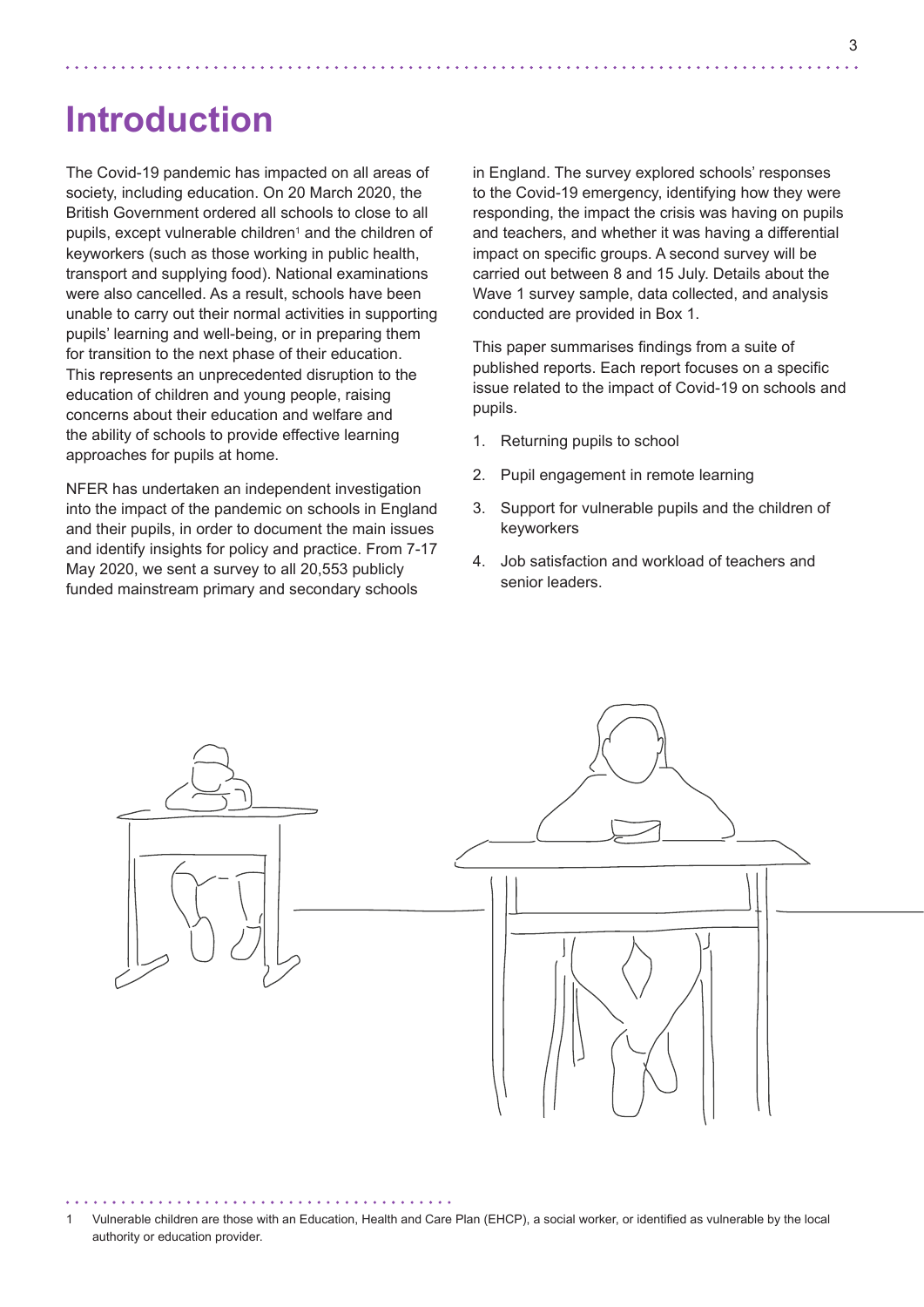# Introduction

The Covid-19 pandemic has impacted on all areas of society, including education. On 20 March 2020, the British Government ordered all schools to close to all pupils, except vulnerable children[1] and the children of keyworkers (such as those working in public health, transport and supplying food). National examinations were also cancelled. As a result, schools have been unable to carry out their normal activities in supporting pupils' learning and well-being, or in preparing them for transition to the next phase of their education. This represents an unprecedented disruption to the education of children and young people, raising concerns about their education and welfare and the ability of schools to provide effective learning approaches for pupils at home.

NFER has undertaken an independent investigation into the impact of the pandemic on schools in England and their pupils, in order to document the main issues and identify insights for policy and practice. From 7-17 May 2020, we sent a survey to all 20,553 publicly funded mainstream primary and secondary schools in England. The survey explored schools' responses to the Covid-19 emergency, identifying how they were responding, the impact the crisis was having on pupils and teachers, and whether it was having a differential impact on specific groups. A second survey will be carried out between 8 and 15 July. Details about the Wave 1 survey sample, data collected, and analysis conducted are provided in Box 1.

This paper summarises findings from a suite of published reports. Each report focuses on a specific issue related to the impact of Covid-19 on schools and pupils.

1. Returning pupils to school
2. Pupil engagement in remote learning
3. Support for vulnerable pupils and the children of keyworkers
4. Job satisfaction and workload of teachers and senior leaders.

1 Vulnerable children are those with an Education, Health and Care Plan (EHCP), a social worker, or identified as vulnerable by the local authority or education provider.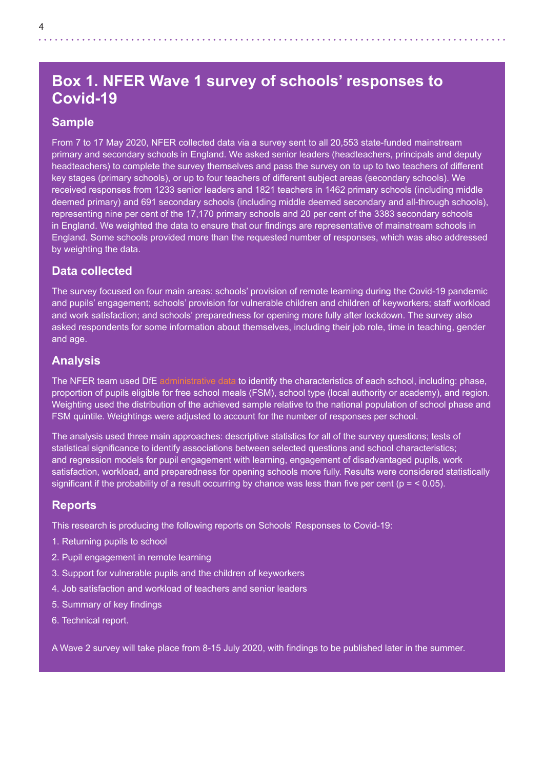## Box 1. NFER Wave 1 survey of schools' responses to Covid-19

### Sample

From 7 to 17 May 2020, NFER collected data via a survey sent to all 20,553 state-funded mainstream primary and secondary schools in England. We asked senior leaders (headteachers, principals and deputy headteachers) to complete the survey themselves and pass the survey on to up to two teachers of different key stages (primary schools), or up to four teachers of different subject areas (secondary schools). We received responses from 1233 senior leaders and 1821 teachers in 1462 primary schools (including middle deemed primary) and 691 secondary schools (including middle deemed secondary and all-through schools), representing nine per cent of the 17,170 primary schools and 20 per cent of the 3383 secondary schools in England. We weighted the data to ensure that our findings are representative of mainstream schools in England. Some schools provided more than the requested number of responses, which was also addressed by weighting the data.

### Data collected

The survey focused on four main areas: schools' provision of remote learning during the Covid-19 pandemic and pupils' engagement; schools' provision for vulnerable children and children of keyworkers; staff workload and work satisfaction; and schools' preparedness for opening more fully after lockdown. The survey also asked respondents for some information about themselves, including their job role, time in teaching, gender and age.

### Analysis

The NFER team used DfE administrative data to identify the characteristics of each school, including: phase, proportion of pupils eligible for free school meals (FSM), school type (local authority or academy), and region. Weighting used the distribution of the achieved sample relative to the national population of school phase and FSM quintile. Weightings were adjusted to account for the number of responses per school.

The analysis used three main approaches: descriptive statistics for all of the survey questions; tests of statistical significance to identify associations between selected questions and school characteristics; and regression models for pupil engagement with learning, engagement of disadvantaged pupils, work satisfaction, workload, and preparedness for opening schools more fully. Results were considered statistically significant if the probability of a result occurring by chance was less than five per cent ($p = < 0.05$).

### Reports

This research is producing the following reports on Schools' Responses to Covid-19:

1. Returning pupils to school
2. Pupil engagement in remote learning
3. Support for vulnerable pupils and the children of keyworkers
4. Job satisfaction and workload of teachers and senior leaders
5. Summary of key findings
6. Technical report.

A Wave 2 survey will take place from 8-15 July 2020, with findings to be published later in the summer.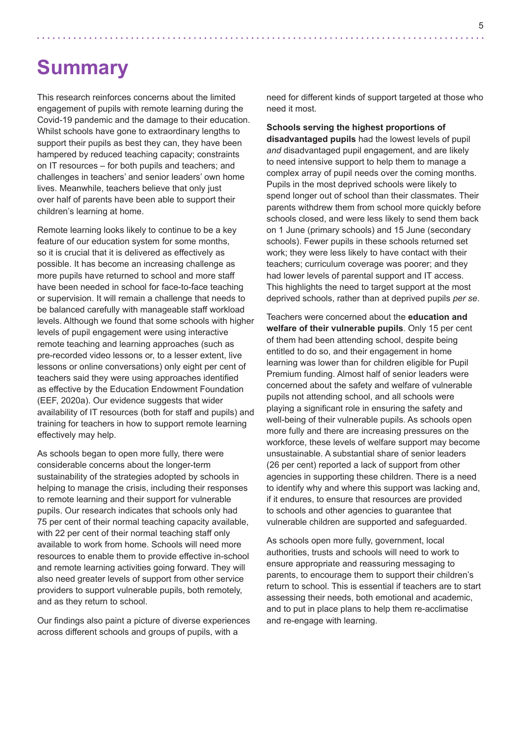# Summary

This research reinforces concerns about the limited engagement of pupils with remote learning during the Covid-19 pandemic and the damage to their education. Whilst schools have gone to extraordinary lengths to support their pupils as best they can, they have been hampered by reduced teaching capacity; constraints on IT resources – for both pupils and teachers; and challenges in teachers' and senior leaders' own home lives. Meanwhile, teachers believe that only just over half of parents have been able to support their children's learning at home.

Remote learning looks likely to continue to be a key feature of our education system for some months, so it is crucial that it is delivered as effectively as possible. It has become an increasing challenge as more pupils have returned to school and more staff have been needed in school for face-to-face teaching or supervision. It will remain a challenge that needs to be balanced carefully with manageable staff workload levels. Although we found that some schools with higher levels of pupil engagement were using interactive remote teaching and learning approaches (such as pre-recorded video lessons or, to a lesser extent, live lessons or online conversations) only eight per cent of teachers said they were using approaches identified as effective by the Education Endowment Foundation (EEF, 2020a). Our evidence suggests that wider availability of IT resources (both for staff and pupils) and training for teachers in how to support remote learning effectively may help.

As schools began to open more fully, there were considerable concerns about the longer-term sustainability of the strategies adopted by schools in helping to manage the crisis, including their responses to remote learning and their support for vulnerable pupils. Our research indicates that schools only had 75 per cent of their normal teaching capacity available, with 22 per cent of their normal teaching staff only available to work from home. Schools will need more resources to enable them to provide effective in-school and remote learning activities going forward. They will also need greater levels of support from other service providers to support vulnerable pupils, both remotely, and as they return to school.

Our findings also paint a picture of diverse experiences across different schools and groups of pupils, with a need for different kinds of support targeted at those who need it most.

**Schools serving the highest proportions of disadvantaged pupils** had the lowest levels of pupil *and* disadvantaged pupil engagement, and are likely to need intensive support to help them to manage a complex array of pupil needs over the coming months. Pupils in the most deprived schools were likely to spend longer out of school than their classmates. Their parents withdrew them from school more quickly before schools closed, and were less likely to send them back on 1 June (primary schools) and 15 June (secondary schools). Fewer pupils in these schools returned set work; they were less likely to have contact with their teachers; curriculum coverage was poorer; and they had lower levels of parental support and IT access. This highlights the need to target support at the most deprived schools, rather than at deprived pupils *per se*.

Teachers were concerned about the **education and welfare of their vulnerable pupils**. Only 15 per cent of them had been attending school, despite being entitled to do so, and their engagement in home learning was lower than for children eligible for Pupil Premium funding. Almost half of senior leaders were concerned about the safety and welfare of vulnerable pupils not attending school, and all schools were playing a significant role in ensuring the safety and well-being of their vulnerable pupils. As schools open more fully and there are increasing pressures on the workforce, these levels of welfare support may become unsustainable. A substantial share of senior leaders (26 per cent) reported a lack of support from other agencies in supporting these children. There is a need to identify why and where this support was lacking and, if it endures, to ensure that resources are provided to schools and other agencies to guarantee that vulnerable children are supported and safeguarded.

As schools open more fully, government, local authorities, trusts and schools will need to work to ensure appropriate and reassuring messaging to parents, to encourage them to support their children's return to school. This is essential if teachers are to start assessing their needs, both emotional and academic, and to put in place plans to help them re-acclimatise and re-engage with learning.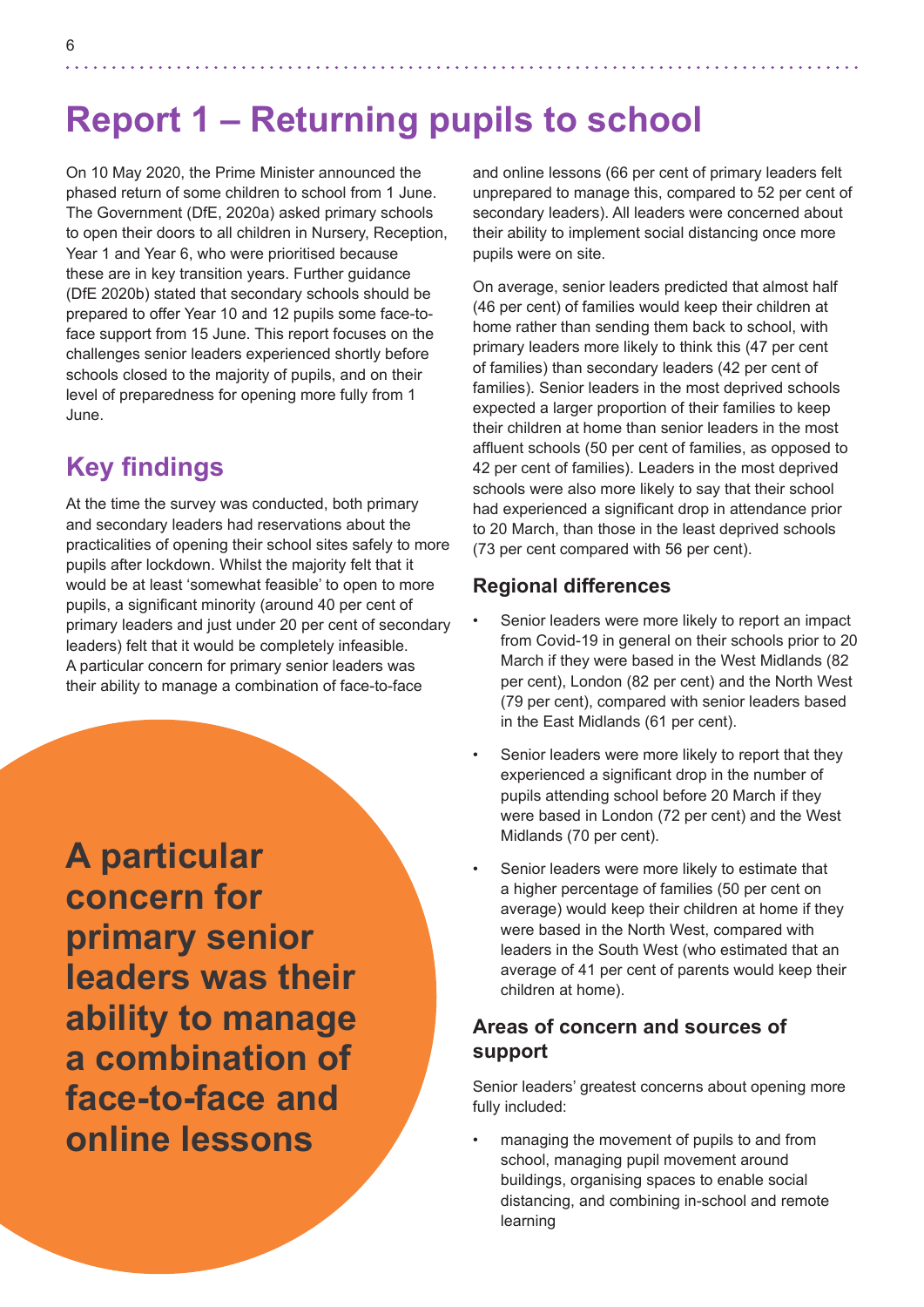# Report 1 – Returning pupils to school

On 10 May 2020, the Prime Minister announced the phased return of some children to school from 1 June. The Government (DfE, 2020a) asked primary schools to open their doors to all children in Nursery, Reception, Year 1 and Year 6, who were prioritised because these are in key transition years. Further guidance (DfE 2020b) stated that secondary schools should be prepared to offer Year 10 and 12 pupils some face-to-face support from 15 June. This report focuses on the challenges senior leaders experienced shortly before schools closed to the majority of pupils, and on their level of preparedness for opening more fully from 1 June.

## Key findings

At the time the survey was conducted, both primary and secondary leaders had reservations about the practicalities of opening their school sites safely to more pupils after lockdown. Whilst the majority felt that it would be at least 'somewhat feasible' to open to more pupils, a significant minority (around 40 per cent of primary leaders and just under 20 per cent of secondary leaders) felt that it would be completely infeasible. A particular concern for primary senior leaders was their ability to manage a combination of face-to-face and online lessons (66 per cent of primary leaders felt unprepared to manage this, compared to 52 per cent of secondary leaders). All leaders were concerned about their ability to implement social distancing once more pupils were on site.

**A particular concern for primary senior leaders was their ability to manage a combination of face-to-face and online lessons**

On average, senior leaders predicted that almost half (46 per cent) of families would keep their children at home rather than sending them back to school, with primary leaders more likely to think this (47 per cent of families) than secondary leaders (42 per cent of families). Senior leaders in the most deprived schools expected a larger proportion of their families to keep their children at home than senior leaders in the most affluent schools (50 per cent of families, as opposed to 42 per cent of families). Leaders in the most deprived schools were also more likely to say that their school had experienced a significant drop in attendance prior to 20 March, than those in the least deprived schools (73 per cent compared with 56 per cent).

### Regional differences

- Senior leaders were more likely to report an impact from Covid-19 in general on their schools prior to 20 March if they were based in the West Midlands (82 per cent), London (82 per cent) and the North West (79 per cent), compared with senior leaders based in the East Midlands (61 per cent).
- Senior leaders were more likely to report that they experienced a significant drop in the number of pupils attending school before 20 March if they were based in London (72 per cent) and the West Midlands (70 per cent).
- Senior leaders were more likely to estimate that a higher percentage of families (50 per cent on average) would keep their children at home if they were based in the North West, compared with leaders in the South West (who estimated that an average of 41 per cent of parents would keep their children at home).

### Areas of concern and sources of support

Senior leaders' greatest concerns about opening more fully included:

- managing the movement of pupils to and from school, managing pupil movement around buildings, organising spaces to enable social distancing, and combining in-school and remote learning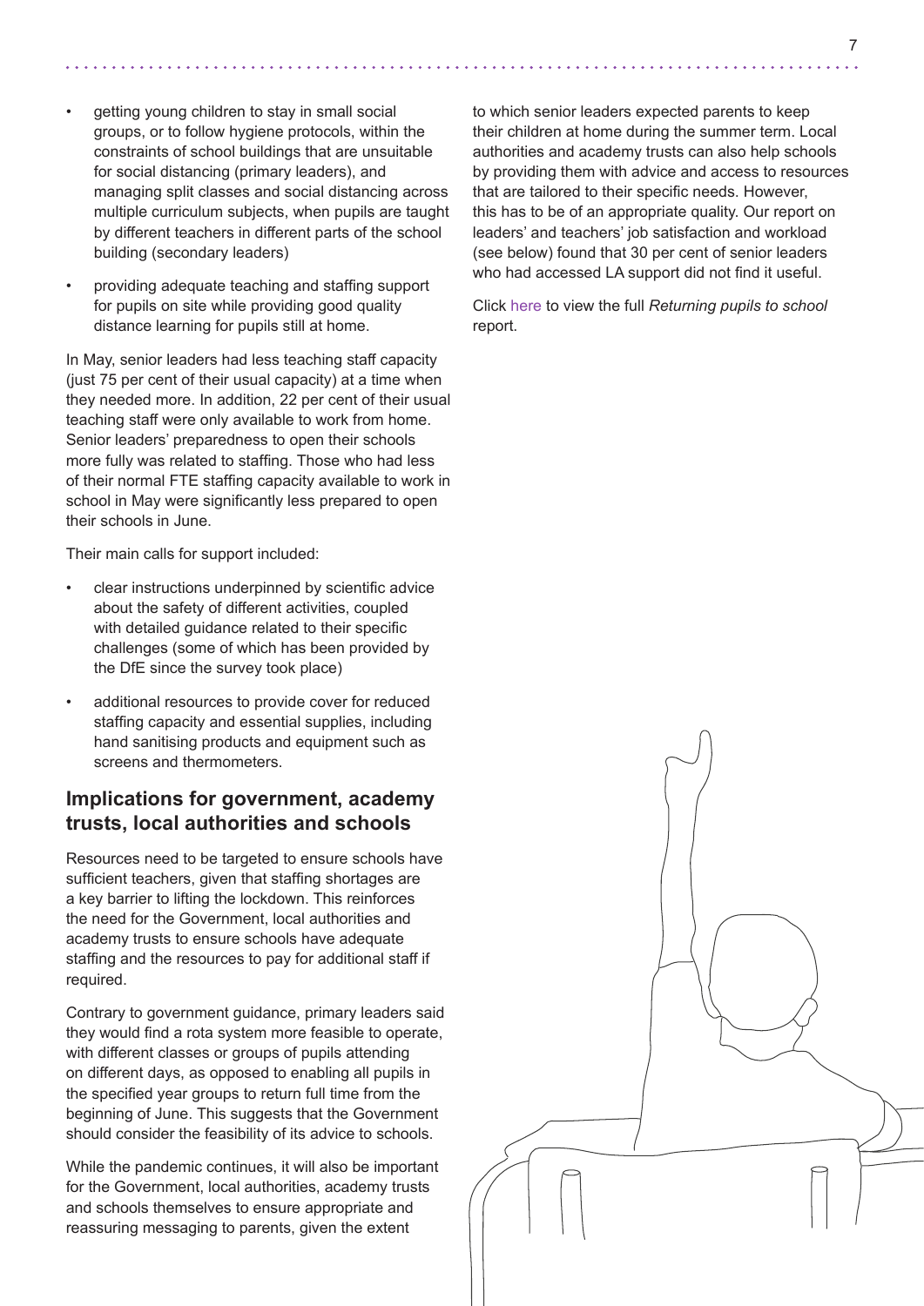- getting young children to stay in small social groups, or to follow hygiene protocols, within the constraints of school buildings that are unsuitable for social distancing (primary leaders), and managing split classes and social distancing across multiple curriculum subjects, when pupils are taught by different teachers in different parts of the school building (secondary leaders)
- providing adequate teaching and staffing support for pupils on site while providing good quality distance learning for pupils still at home.

In May, senior leaders had less teaching staff capacity (just 75 per cent of their usual capacity) at a time when they needed more. In addition, 22 per cent of their usual teaching staff were only available to work from home. Senior leaders' preparedness to open their schools more fully was related to staffing. Those who had less of their normal FTE staffing capacity available to work in school in May were significantly less prepared to open their schools in June.

Their main calls for support included:

- clear instructions underpinned by scientific advice about the safety of different activities, coupled with detailed guidance related to their specific challenges (some of which has been provided by the DfE since the survey took place)
- additional resources to provide cover for reduced staffing capacity and essential supplies, including hand sanitising products and equipment such as screens and thermometers.

## Implications for government, academy trusts, local authorities and schools

Resources need to be targeted to ensure schools have sufficient teachers, given that staffing shortages are a key barrier to lifting the lockdown. This reinforces the need for the Government, local authorities and academy trusts to ensure schools have adequate staffing and the resources to pay for additional staff if required.

Contrary to government guidance, primary leaders said they would find a rota system more feasible to operate, with different classes or groups of pupils attending on different days, as opposed to enabling all pupils in the specified year groups to return full time from the beginning of June. This suggests that the Government should consider the feasibility of its advice to schools.

While the pandemic continues, it will also be important for the Government, local authorities, academy trusts and schools themselves to ensure appropriate and reassuring messaging to parents, given the extent to which senior leaders expected parents to keep their children at home during the summer term. Local authorities and academy trusts can also help schools by providing them with advice and access to resources that are tailored to their specific needs. However, this has to be of an appropriate quality. Our report on leaders' and teachers' job satisfaction and workload (see below) found that 30 per cent of senior leaders who had accessed LA support did not find it useful.

Click here to view the full *Returning pupils to school* report.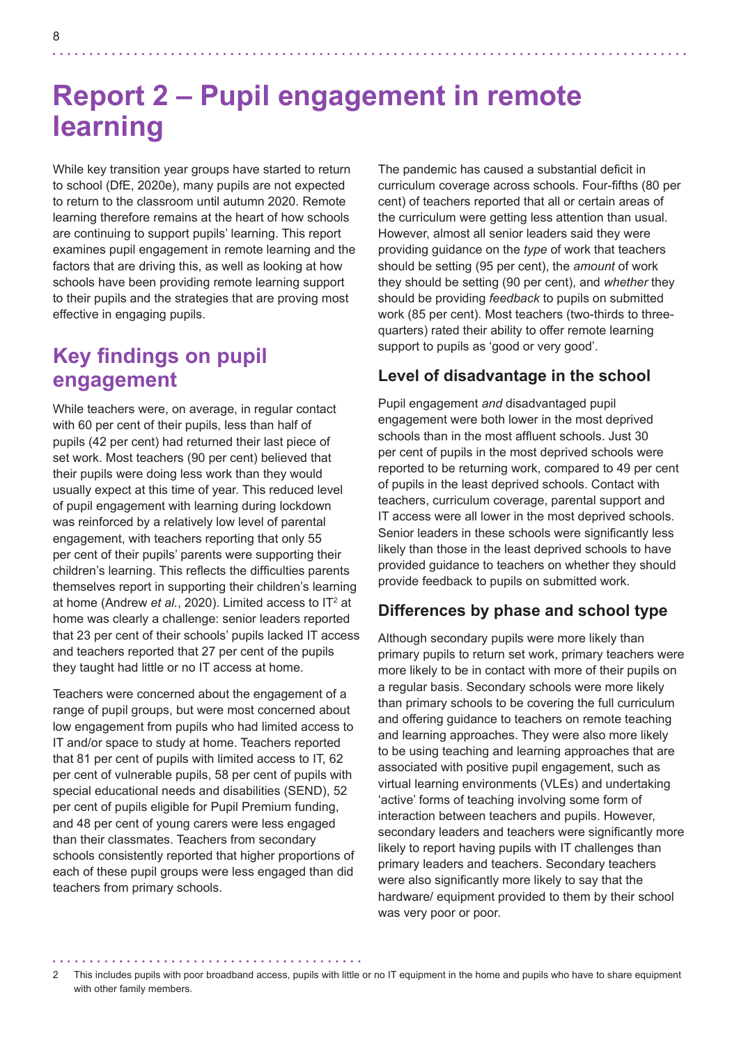# Report 2 – Pupil engagement in remote learning

While key transition year groups have started to return to school (DfE, 2020e), many pupils are not expected to return to the classroom until autumn 2020. Remote learning therefore remains at the heart of how schools are continuing to support pupils' learning. This report examines pupil engagement in remote learning and the factors that are driving this, as well as looking at how schools have been providing remote learning support to their pupils and the strategies that are proving most effective in engaging pupils.

## Key findings on pupil engagement

While teachers were, on average, in regular contact with 60 per cent of their pupils, less than half of pupils (42 per cent) had returned their last piece of set work. Most teachers (90 per cent) believed that their pupils were doing less work than they would usually expect at this time of year. This reduced level of pupil engagement with learning during lockdown was reinforced by a relatively low level of parental engagement, with teachers reporting that only 55 per cent of their pupils' parents were supporting their children's learning. This reflects the difficulties parents themselves report in supporting their children's learning at home (Andrew *et al.*, 2020). Limited access to IT[2] at home was clearly a challenge: senior leaders reported that 23 per cent of their schools' pupils lacked IT access and teachers reported that 27 per cent of the pupils they taught had little or no IT access at home.

Teachers were concerned about the engagement of a range of pupil groups, but were most concerned about low engagement from pupils who had limited access to IT and/or space to study at home. Teachers reported that 81 per cent of pupils with limited access to IT, 62 per cent of vulnerable pupils, 58 per cent of pupils with special educational needs and disabilities (SEND), 52 per cent of pupils eligible for Pupil Premium funding, and 48 per cent of young carers were less engaged than their classmates. Teachers from secondary schools consistently reported that higher proportions of each of these pupil groups were less engaged than did teachers from primary schools.

The pandemic has caused a substantial deficit in curriculum coverage across schools. Four-fifths (80 per cent) of teachers reported that all or certain areas of the curriculum were getting less attention than usual. However, almost all senior leaders said they were providing guidance on the *type* of work that teachers should be setting (95 per cent), the *amount* of work they should be setting (90 per cent), and *whether* they should be providing *feedback* to pupils on submitted work (85 per cent). Most teachers (two-thirds to three-quarters) rated their ability to offer remote learning support to pupils as 'good or very good'.

### Level of disadvantage in the school

Pupil engagement *and* disadvantaged pupil engagement were both lower in the most deprived schools than in the most affluent schools. Just 30 per cent of pupils in the most deprived schools were reported to be returning work, compared to 49 per cent of pupils in the least deprived schools. Contact with teachers, curriculum coverage, parental support and IT access were all lower in the most deprived schools. Senior leaders in these schools were significantly less likely than those in the least deprived schools to have provided guidance to teachers on whether they should provide feedback to pupils on submitted work.

### Differences by phase and school type

Although secondary pupils were more likely than primary pupils to return set work, primary teachers were more likely to be in contact with more of their pupils on a regular basis. Secondary schools were more likely than primary schools to be covering the full curriculum and offering guidance to teachers on remote teaching and learning approaches. They were also more likely to be using teaching and learning approaches that are associated with positive pupil engagement, such as virtual learning environments (VLEs) and undertaking 'active' forms of teaching involving some form of interaction between teachers and pupils. However, secondary leaders and teachers were significantly more likely to report having pupils with IT challenges than primary leaders and teachers. Secondary teachers were also significantly more likely to say that the hardware/ equipment provided to them by their school was very poor or poor.

[2] This includes pupils with poor broadband access, pupils with little or no IT equipment in the home and pupils who have to share equipment with other family members.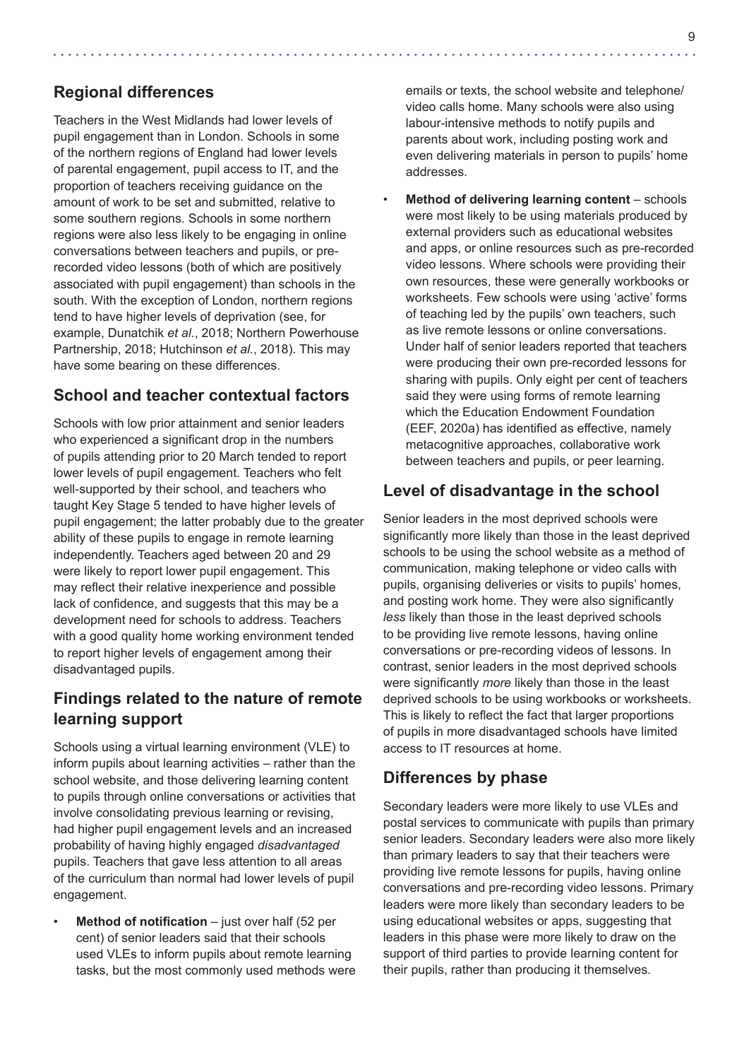## Regional differences

Teachers in the West Midlands had lower levels of pupil engagement than in London. Schools in some of the northern regions of England had lower levels of parental engagement, pupil access to IT, and the proportion of teachers receiving guidance on the amount of work to be set and submitted, relative to some southern regions. Schools in some northern regions were also less likely to be engaging in online conversations between teachers and pupils, or pre-recorded video lessons (both of which are positively associated with pupil engagement) than schools in the south. With the exception of London, northern regions tend to have higher levels of deprivation (see, for example, Dunatchik *et al.*, 2018; Northern Powerhouse Partnership, 2018; Hutchinson *et al.*, 2018). This may have some bearing on these differences.

## School and teacher contextual factors

Schools with low prior attainment and senior leaders who experienced a significant drop in the numbers of pupils attending prior to 20 March tended to report lower levels of pupil engagement. Teachers who felt well-supported by their school, and teachers who taught Key Stage 5 tended to have higher levels of pupil engagement; the latter probably due to the greater ability of these pupils to engage in remote learning independently. Teachers aged between 20 and 29 were likely to report lower pupil engagement. This may reflect their relative inexperience and possible lack of confidence, and suggests that this may be a development need for schools to address. Teachers with a good quality home working environment tended to report higher levels of engagement among their disadvantaged pupils.

## Findings related to the nature of remote learning support

Schools using a virtual learning environment (VLE) to inform pupils about learning activities – rather than the school website, and those delivering learning content to pupils through online conversations or activities that involve consolidating previous learning or revising, had higher pupil engagement levels and an increased probability of having highly engaged *disadvantaged* pupils. Teachers that gave less attention to all areas of the curriculum than normal had lower levels of pupil engagement.

- **Method of notification** – just over half (52 per cent) of senior leaders said that their schools used VLEs to inform pupils about remote learning tasks, but the most commonly used methods were emails or texts, the school website and telephone/video calls home. Many schools were also using labour-intensive methods to notify pupils and parents about work, including posting work and even delivering materials in person to pupils' home addresses.
- **Method of delivering learning content** – schools were most likely to be using materials produced by external providers such as educational websites and apps, or online resources such as pre-recorded video lessons. Where schools were providing their own resources, these were generally workbooks or worksheets. Few schools were using 'active' forms of teaching led by the pupils' own teachers, such as live remote lessons or online conversations. Under half of senior leaders reported that teachers were producing their own pre-recorded lessons for sharing with pupils. Only eight per cent of teachers said they were using forms of remote learning which the Education Endowment Foundation (EEF, 2020a) has identified as effective, namely metacognitive approaches, collaborative work between teachers and pupils, or peer learning.

## Level of disadvantage in the school

Senior leaders in the most deprived schools were significantly more likely than those in the least deprived schools to be using the school website as a method of communication, making telephone or video calls with pupils, organising deliveries or visits to pupils' homes, and posting work home. They were also significantly *less* likely than those in the least deprived schools to be providing live remote lessons, having online conversations or pre-recording videos of lessons. In contrast, senior leaders in the most deprived schools were significantly *more* likely than those in the least deprived schools to be using workbooks or worksheets. This is likely to reflect the fact that larger proportions of pupils in more disadvantaged schools have limited access to IT resources at home.

## Differences by phase

Secondary leaders were more likely to use VLEs and postal services to communicate with pupils than primary senior leaders. Secondary leaders were also more likely than primary leaders to say that their teachers were providing live remote lessons for pupils, having online conversations and pre-recording video lessons. Primary leaders were more likely than secondary leaders to be using educational websites or apps, suggesting that leaders in this phase were more likely to draw on the support of third parties to provide learning content for their pupils, rather than producing it themselves.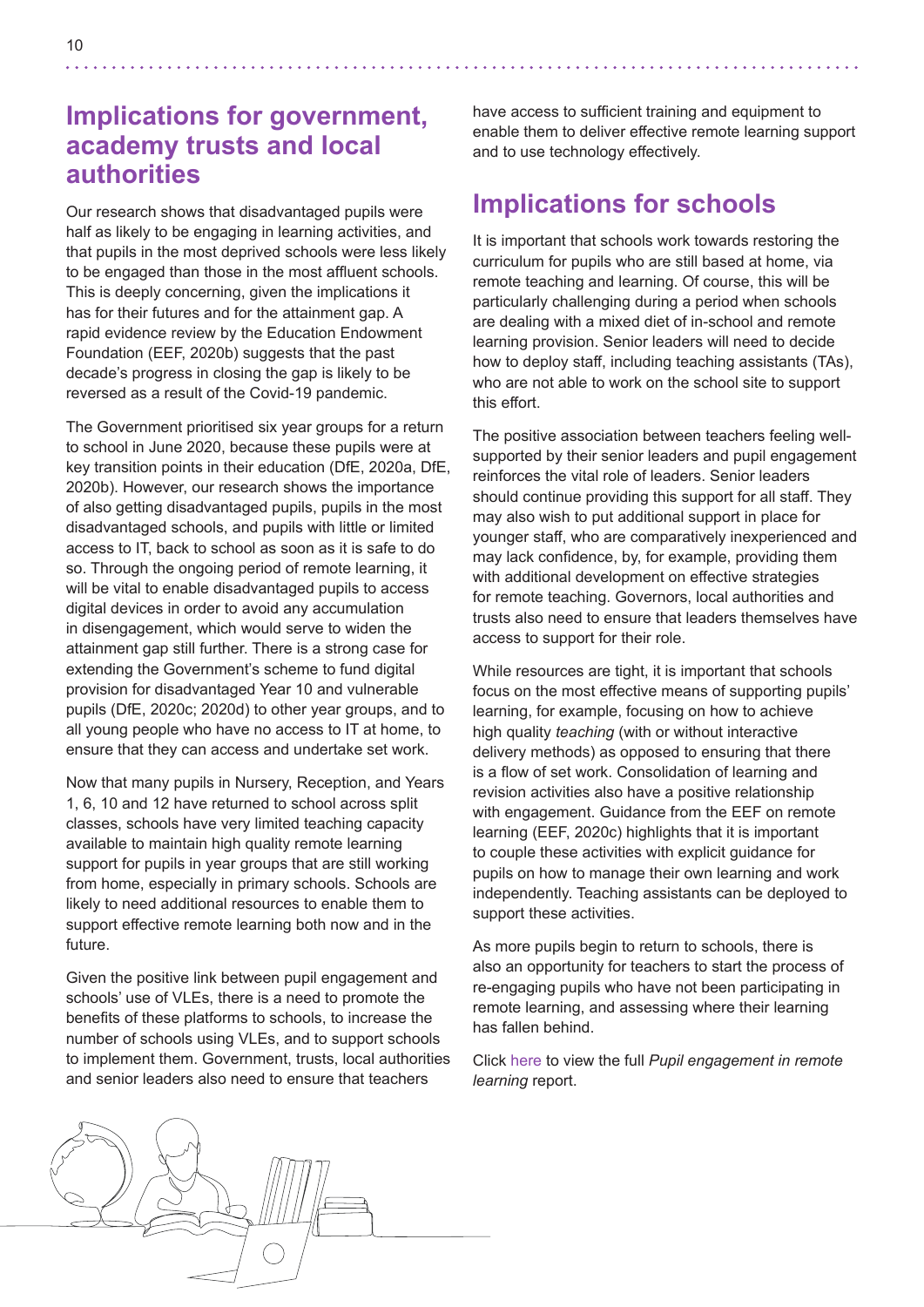## Implications for government, academy trusts and local authorities

Our research shows that disadvantaged pupils were half as likely to be engaging in learning activities, and that pupils in the most deprived schools were less likely to be engaged than those in the most affluent schools. This is deeply concerning, given the implications it has for their futures and for the attainment gap. A rapid evidence review by the Education Endowment Foundation (EEF, 2020b) suggests that the past decade's progress in closing the gap is likely to be reversed as a result of the Covid-19 pandemic.

The Government prioritised six year groups for a return to school in June 2020, because these pupils were at key transition points in their education (DfE, 2020a, DfE, 2020b). However, our research shows the importance of also getting disadvantaged pupils, pupils in the most disadvantaged schools, and pupils with little or limited access to IT, back to school as soon as it is safe to do so. Through the ongoing period of remote learning, it will be vital to enable disadvantaged pupils to access digital devices in order to avoid any accumulation in disengagement, which would serve to widen the attainment gap still further. There is a strong case for extending the Government's scheme to fund digital provision for disadvantaged Year 10 and vulnerable pupils (DfE, 2020c; 2020d) to other year groups, and to all young people who have no access to IT at home, to ensure that they can access and undertake set work.

Now that many pupils in Nursery, Reception, and Years 1, 6, 10 and 12 have returned to school across split classes, schools have very limited teaching capacity available to maintain high quality remote learning support for pupils in year groups that are still working from home, especially in primary schools. Schools are likely to need additional resources to enable them to support effective remote learning both now and in the future.

Given the positive link between pupil engagement and schools' use of VLEs, there is a need to promote the benefits of these platforms to schools, to increase the number of schools using VLEs, and to support schools to implement them. Government, trusts, local authorities and senior leaders also need to ensure that teachers have access to sufficient training and equipment to enable them to deliver effective remote learning support and to use technology effectively.

## Implications for schools

It is important that schools work towards restoring the curriculum for pupils who are still based at home, via remote teaching and learning. Of course, this will be particularly challenging during a period when schools are dealing with a mixed diet of in-school and remote learning provision. Senior leaders will need to decide how to deploy staff, including teaching assistants (TAs), who are not able to work on the school site to support this effort.

The positive association between teachers feeling well-supported by their senior leaders and pupil engagement reinforces the vital role of leaders. Senior leaders should continue providing this support for all staff. They may also wish to put additional support in place for younger staff, who are comparatively inexperienced and may lack confidence, by, for example, providing them with additional development on effective strategies for remote teaching. Governors, local authorities and trusts also need to ensure that leaders themselves have access to support for their role.

While resources are tight, it is important that schools focus on the most effective means of supporting pupils' learning, for example, focusing on how to achieve high quality *teaching* (with or without interactive delivery methods) as opposed to ensuring that there is a flow of set work. Consolidation of learning and revision activities also have a positive relationship with engagement. Guidance from the EEF on remote learning (EEF, 2020c) highlights that it is important to couple these activities with explicit guidance for pupils on how to manage their own learning and work independently. Teaching assistants can be deployed to support these activities.

As more pupils begin to return to schools, there is also an opportunity for teachers to start the process of re-engaging pupils who have not been participating in remote learning, and assessing where their learning has fallen behind.

Click here to view the full *Pupil engagement in remote learning* report.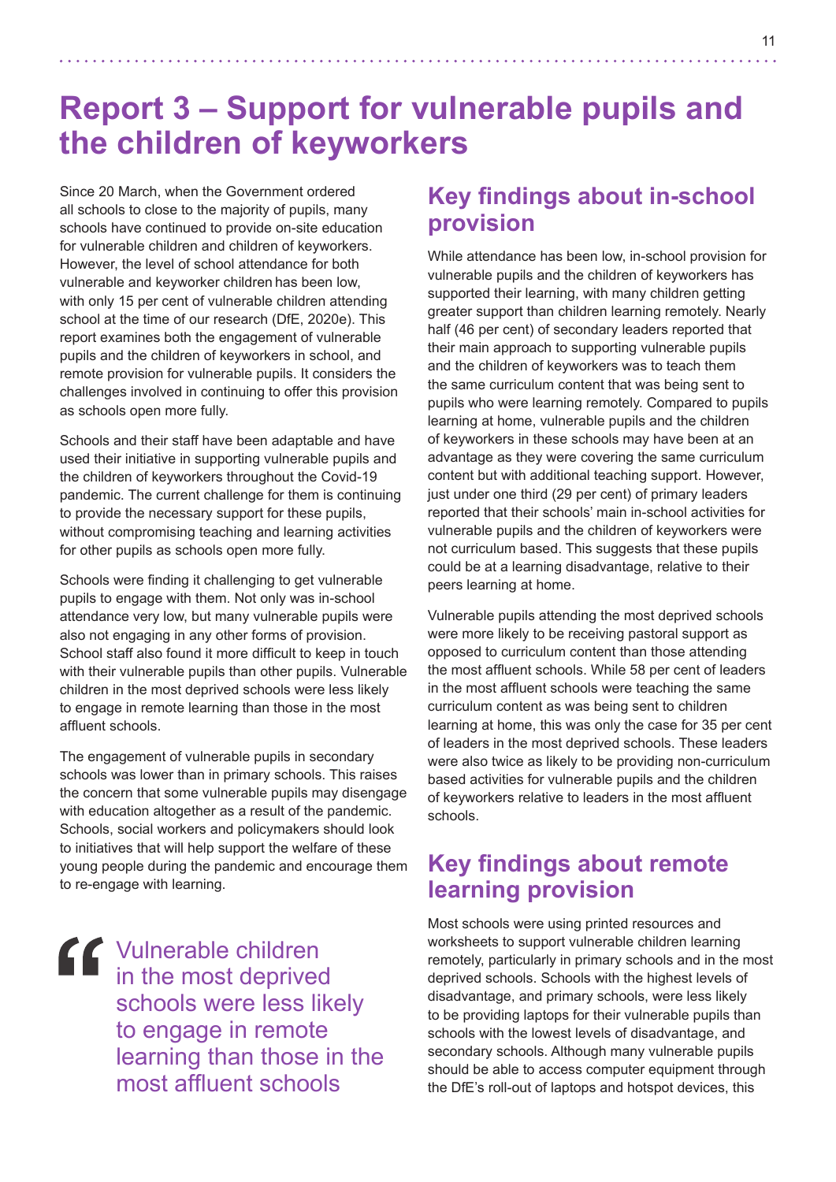# Report 3 – Support for vulnerable pupils and the children of keyworkers

Since 20 March, when the Government ordered all schools to close to the majority of pupils, many schools have continued to provide on-site education for vulnerable children and children of keyworkers. However, the level of school attendance for both vulnerable and keyworker children has been low, with only 15 per cent of vulnerable children attending school at the time of our research (DfE, 2020e). This report examines both the engagement of vulnerable pupils and the children of keyworkers in school, and remote provision for vulnerable pupils. It considers the challenges involved in continuing to offer this provision as schools open more fully.

Schools and their staff have been adaptable and have used their initiative in supporting vulnerable pupils and the children of keyworkers throughout the Covid-19 pandemic. The current challenge for them is continuing to provide the necessary support for these pupils, without compromising teaching and learning activities for other pupils as schools open more fully.

Schools were finding it challenging to get vulnerable pupils to engage with them. Not only was in-school attendance very low, but many vulnerable pupils were also not engaging in any other forms of provision. School staff also found it more difficult to keep in touch with their vulnerable pupils than other pupils. Vulnerable children in the most deprived schools were less likely to engage in remote learning than those in the most affluent schools.

The engagement of vulnerable pupils in secondary schools was lower than in primary schools. This raises the concern that some vulnerable pupils may disengage with education altogether as a result of the pandemic. Schools, social workers and policymakers should look to initiatives that will help support the welfare of these young people during the pandemic and encourage them to re-engage with learning.

> “Vulnerable children in the most deprived schools were less likely to engage in remote learning than those in the most affluent schools

## Key findings about in-school provision

While attendance has been low, in-school provision for vulnerable pupils and the children of keyworkers has supported their learning, with many children getting greater support than children learning remotely. Nearly half (46 per cent) of secondary leaders reported that their main approach to supporting vulnerable pupils and the children of keyworkers was to teach them the same curriculum content that was being sent to pupils who were learning remotely. Compared to pupils learning at home, vulnerable pupils and the children of keyworkers in these schools may have been at an advantage as they were covering the same curriculum content but with additional teaching support. However, just under one third (29 per cent) of primary leaders reported that their schools' main in-school activities for vulnerable pupils and the children of keyworkers were not curriculum based. This suggests that these pupils could be at a learning disadvantage, relative to their peers learning at home.

Vulnerable pupils attending the most deprived schools were more likely to be receiving pastoral support as opposed to curriculum content than those attending the most affluent schools. While 58 per cent of leaders in the most affluent schools were teaching the same curriculum content as was being sent to children learning at home, this was only the case for 35 per cent of leaders in the most deprived schools. These leaders were also twice as likely to be providing non-curriculum based activities for vulnerable pupils and the children of keyworkers relative to leaders in the most affluent schools.

## Key findings about remote learning provision

Most schools were using printed resources and worksheets to support vulnerable children learning remotely, particularly in primary schools and in the most deprived schools. Schools with the highest levels of disadvantage, and primary schools, were less likely to be providing laptops for their vulnerable pupils than schools with the lowest levels of disadvantage, and secondary schools. Although many vulnerable pupils should be able to access computer equipment through the DfE's roll-out of laptops and hotspot devices, this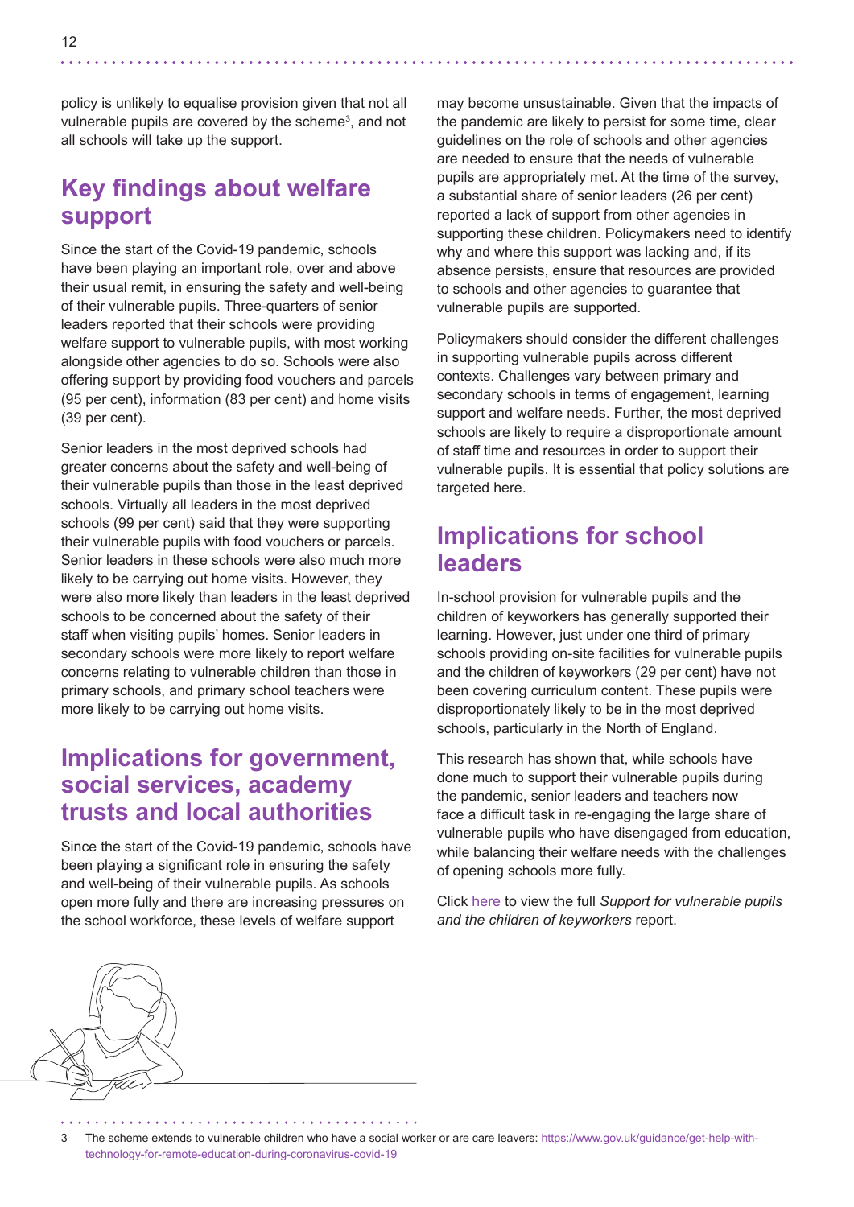policy is unlikely to equalise provision given that not all vulnerable pupils are covered by the scheme[3], and not all schools will take up the support.

## Key findings about welfare support

Since the start of the Covid-19 pandemic, schools have been playing an important role, over and above their usual remit, in ensuring the safety and well-being of their vulnerable pupils. Three-quarters of senior leaders reported that their schools were providing welfare support to vulnerable pupils, with most working alongside other agencies to do so. Schools were also offering support by providing food vouchers and parcels (95 per cent), information (83 per cent) and home visits (39 per cent).

Senior leaders in the most deprived schools had greater concerns about the safety and well-being of their vulnerable pupils than those in the least deprived schools. Virtually all leaders in the most deprived schools (99 per cent) said that they were supporting their vulnerable pupils with food vouchers or parcels. Senior leaders in these schools were also much more likely to be carrying out home visits. However, they were also more likely than leaders in the least deprived schools to be concerned about the safety of their staff when visiting pupils' homes. Senior leaders in secondary schools were more likely to report welfare concerns relating to vulnerable children than those in primary schools, and primary school teachers were more likely to be carrying out home visits.

## Implications for government, social services, academy trusts and local authorities

Since the start of the Covid-19 pandemic, schools have been playing a significant role in ensuring the safety and well-being of their vulnerable pupils. As schools open more fully and there are increasing pressures on the school workforce, these levels of welfare support may become unsustainable. Given that the impacts of the pandemic are likely to persist for some time, clear guidelines on the role of schools and other agencies are needed to ensure that the needs of vulnerable pupils are appropriately met. At the time of the survey, a substantial share of senior leaders (26 per cent) reported a lack of support from other agencies in supporting these children. Policymakers need to identify why and where this support was lacking and, if its absence persists, ensure that resources are provided to schools and other agencies to guarantee that vulnerable pupils are supported.

Policymakers should consider the different challenges in supporting vulnerable pupils across different contexts. Challenges vary between primary and secondary schools in terms of engagement, learning support and welfare needs. Further, the most deprived schools are likely to require a disproportionate amount of staff time and resources in order to support their vulnerable pupils. It is essential that policy solutions are targeted here.

## Implications for school leaders

In-school provision for vulnerable pupils and the children of keyworkers has generally supported their learning. However, just under one third of primary schools providing on-site facilities for vulnerable pupils and the children of keyworkers (29 per cent) have not been covering curriculum content. These pupils were disproportionately likely to be in the most deprived schools, particularly in the North of England.

This research has shown that, while schools have done much to support their vulnerable pupils during the pandemic, senior leaders and teachers now face a difficult task in re-engaging the large share of vulnerable pupils who have disengaged from education, while balancing their welfare needs with the challenges of opening schools more fully.

Click here to view the full *Support for vulnerable pupils and the children of keyworkers* report.

---

3 The scheme extends to vulnerable children who have a social worker or are care leavers: https://www.gov.uk/guidance/get-help-with-technology-for-remote-education-during-coronavirus-covid-19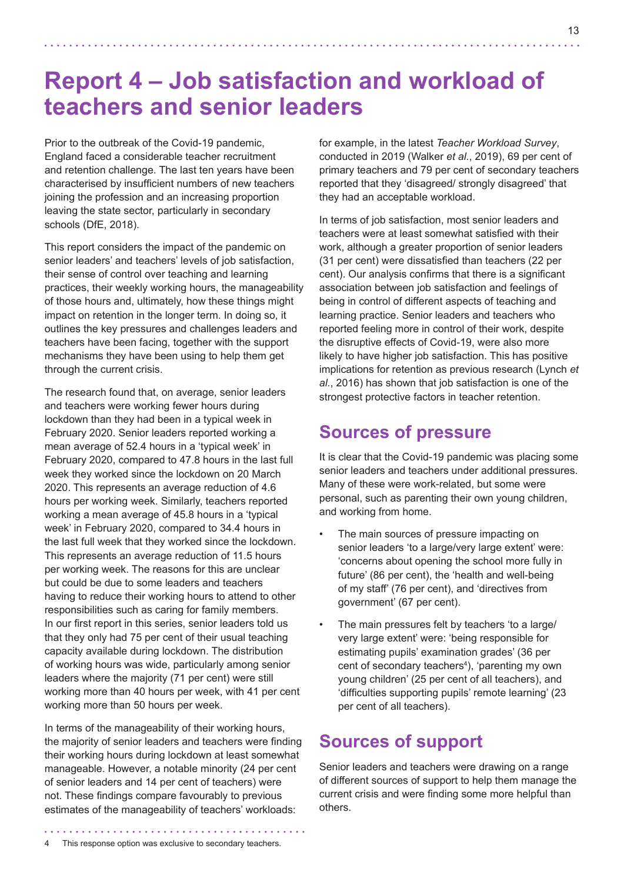# Report 4 – Job satisfaction and workload of teachers and senior leaders

Prior to the outbreak of the Covid-19 pandemic, England faced a considerable teacher recruitment and retention challenge. The last ten years have been characterised by insufficient numbers of new teachers joining the profession and an increasing proportion leaving the state sector, particularly in secondary schools (DfE, 2018).

This report considers the impact of the pandemic on senior leaders' and teachers' levels of job satisfaction, their sense of control over teaching and learning practices, their weekly working hours, the manageability of those hours and, ultimately, how these things might impact on retention in the longer term. In doing so, it outlines the key pressures and challenges leaders and teachers have been facing, together with the support mechanisms they have been using to help them get through the current crisis.

The research found that, on average, senior leaders and teachers were working fewer hours during lockdown than they had been in a typical week in February 2020. Senior leaders reported working a mean average of 52.4 hours in a 'typical week' in February 2020, compared to 47.8 hours in the last full week they worked since the lockdown on 20 March 2020. This represents an average reduction of 4.6 hours per working week. Similarly, teachers reported working a mean average of 45.8 hours in a 'typical week' in February 2020, compared to 34.4 hours in the last full week that they worked since the lockdown. This represents an average reduction of 11.5 hours per working week. The reasons for this are unclear but could be due to some leaders and teachers having to reduce their working hours to attend to other responsibilities such as caring for family members. In our first report in this series, senior leaders told us that they only had 75 per cent of their usual teaching capacity available during lockdown. The distribution of working hours was wide, particularly among senior leaders where the majority (71 per cent) were still working more than 40 hours per week, with 41 per cent working more than 50 hours per week.

In terms of the manageability of their working hours, the majority of senior leaders and teachers were finding their working hours during lockdown at least somewhat manageable. However, a notable minority (24 per cent of senior leaders and 14 per cent of teachers) were not. These findings compare favourably to previous estimates of the manageability of teachers' workloads: for example, in the latest *Teacher Workload Survey*, conducted in 2019 (Walker *et al.*, 2019), 69 per cent of primary teachers and 79 per cent of secondary teachers reported that they 'disagreed/ strongly disagreed' that they had an acceptable workload.

In terms of job satisfaction, most senior leaders and teachers were at least somewhat satisfied with their work, although a greater proportion of senior leaders (31 per cent) were dissatisfied than teachers (22 per cent). Our analysis confirms that there is a significant association between job satisfaction and feelings of being in control of different aspects of teaching and learning practice. Senior leaders and teachers who reported feeling more in control of their work, despite the disruptive effects of Covid-19, were also more likely to have higher job satisfaction. This has positive implications for retention as previous research (Lynch *et al.*, 2016) has shown that job satisfaction is one of the strongest protective factors in teacher retention.

## Sources of pressure

It is clear that the Covid-19 pandemic was placing some senior leaders and teachers under additional pressures. Many of these were work-related, but some were personal, such as parenting their own young children, and working from home.

- The main sources of pressure impacting on senior leaders 'to a large/very large extent' were: 'concerns about opening the school more fully in future' (86 per cent), the 'health and well-being of my staff' (76 per cent), and 'directives from government' (67 per cent).
- The main pressures felt by teachers 'to a large/ very large extent' were: 'being responsible for estimating pupils' examination grades' (36 per cent of secondary teachers[4]), 'parenting my own young children' (25 per cent of all teachers), and 'difficulties supporting pupils' remote learning' (23 per cent of all teachers).

## Sources of support

Senior leaders and teachers were drawing on a range of different sources of support to help them manage the current crisis and were finding some more helpful than others.

4 This response option was exclusive to secondary teachers.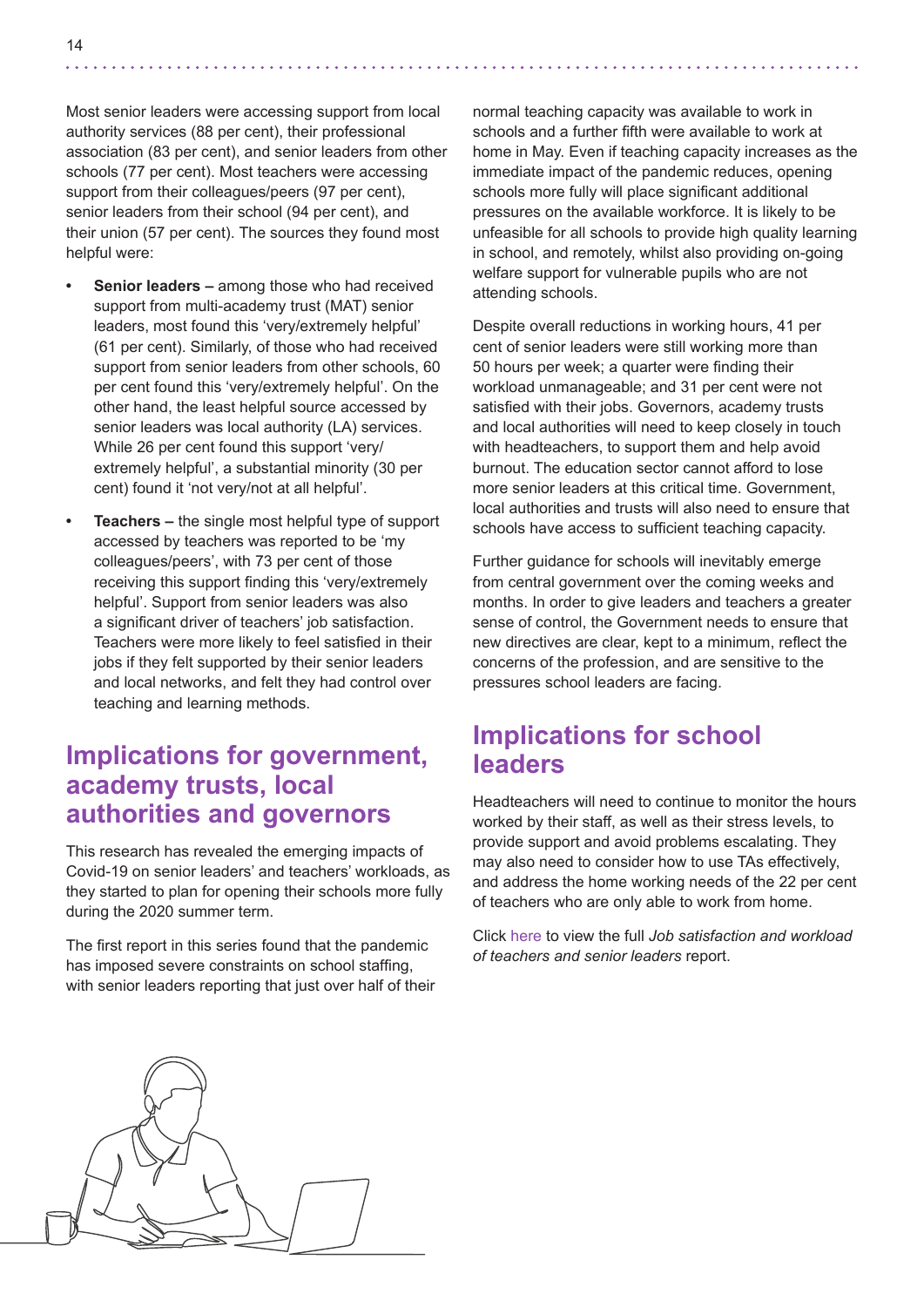Most senior leaders were accessing support from local authority services (88 per cent), their professional association (83 per cent), and senior leaders from other schools (77 per cent). Most teachers were accessing support from their colleagues/peers (97 per cent), senior leaders from their school (94 per cent), and their union (57 per cent). The sources they found most helpful were:

- **Senior leaders –** among those who had received support from multi-academy trust (MAT) senior leaders, most found this 'very/extremely helpful' (61 per cent). Similarly, of those who had received support from senior leaders from other schools, 60 per cent found this 'very/extremely helpful'. On the other hand, the least helpful source accessed by senior leaders was local authority (LA) services. While 26 per cent found this support 'very/ extremely helpful', a substantial minority (30 per cent) found it 'not very/not at all helpful'.
- **Teachers –** the single most helpful type of support accessed by teachers was reported to be 'my colleagues/peers', with 73 per cent of those receiving this support finding this 'very/extremely helpful'. Support from senior leaders was also a significant driver of teachers' job satisfaction. Teachers were more likely to feel satisfied in their jobs if they felt supported by their senior leaders and local networks, and felt they had control over teaching and learning methods.

## Implications for government, academy trusts, local authorities and governors

This research has revealed the emerging impacts of Covid-19 on senior leaders' and teachers' workloads, as they started to plan for opening their schools more fully during the 2020 summer term.

The first report in this series found that the pandemic has imposed severe constraints on school staffing, with senior leaders reporting that just over half of their normal teaching capacity was available to work in schools and a further fifth were available to work at home in May. Even if teaching capacity increases as the immediate impact of the pandemic reduces, opening schools more fully will place significant additional pressures on the available workforce. It is likely to be unfeasible for all schools to provide high quality learning in school, and remotely, whilst also providing on-going welfare support for vulnerable pupils who are not attending schools.

Despite overall reductions in working hours, 41 per cent of senior leaders were still working more than 50 hours per week; a quarter were finding their workload unmanageable; and 31 per cent were not satisfied with their jobs. Governors, academy trusts and local authorities will need to keep closely in touch with headteachers, to support them and help avoid burnout. The education sector cannot afford to lose more senior leaders at this critical time. Government, local authorities and trusts will also need to ensure that schools have access to sufficient teaching capacity.

Further guidance for schools will inevitably emerge from central government over the coming weeks and months. In order to give leaders and teachers a greater sense of control, the Government needs to ensure that new directives are clear, kept to a minimum, reflect the concerns of the profession, and are sensitive to the pressures school leaders are facing.

## Implications for school leaders

Headteachers will need to continue to monitor the hours worked by their staff, as well as their stress levels, to provide support and avoid problems escalating. They may also need to consider how to use TAs effectively, and address the home working needs of the 22 per cent of teachers who are only able to work from home.

Click here to view the full *Job satisfaction and workload of teachers and senior leaders* report.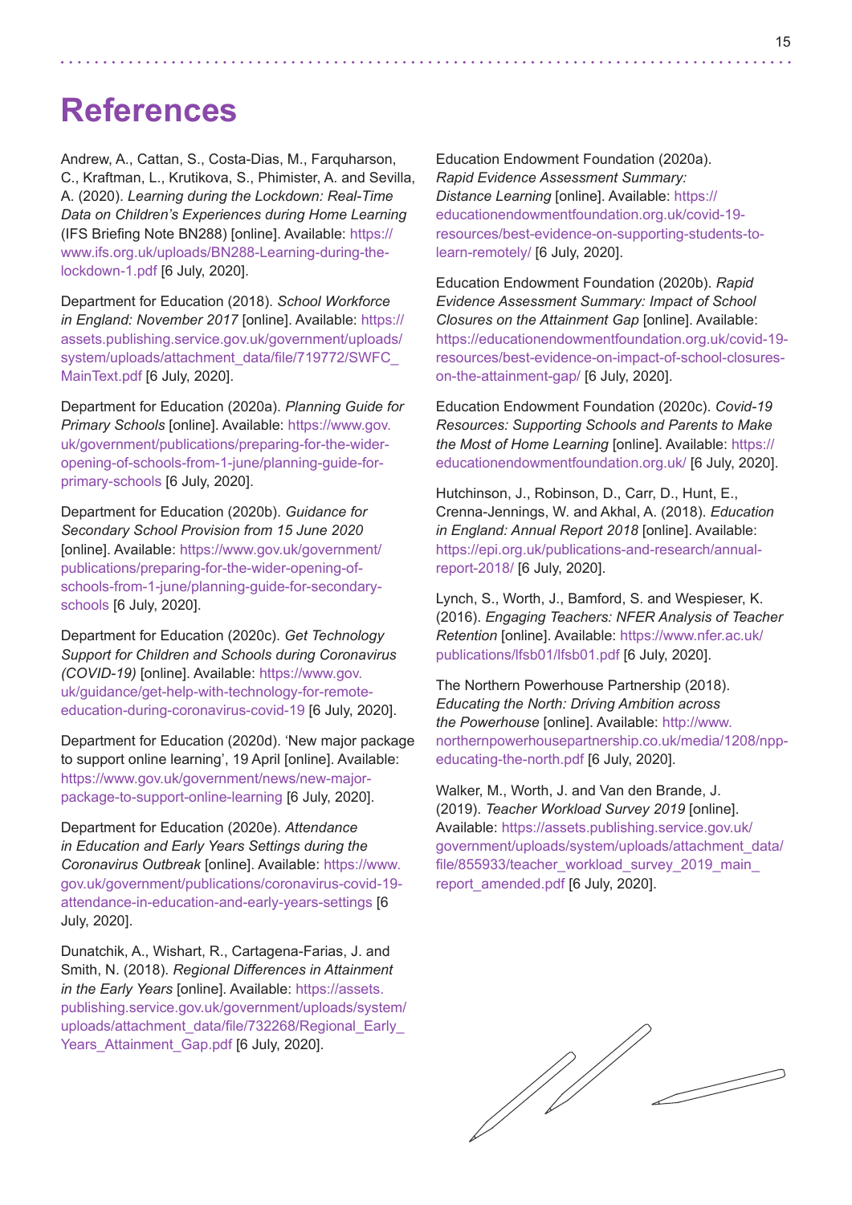# References

Andrew, A., Cattan, S., Costa-Dias, M., Farquharson, C., Kraftman, L., Krutikova, S., Phimister, A. and Sevilla, A. (2020). *Learning during the Lockdown: Real-Time Data on Children's Experiences during Home Learning* (IFS Briefing Note BN288) [online]. Available: https://www.ifs.org.uk/uploads/BN288-Learning-during-the-lockdown-1.pdf [6 July, 2020].

Department for Education (2018). *School Workforce in England: November 2017* [online]. Available: https://assets.publishing.service.gov.uk/government/uploads/system/uploads/attachment_data/file/719772/SWFC_MainText.pdf [6 July, 2020].

Department for Education (2020a). *Planning Guide for Primary Schools* [online]. Available: https://www.gov.uk/government/publications/preparing-for-the-wider-opening-of-schools-from-1-june/planning-guide-for-primary-schools [6 July, 2020].

Department for Education (2020b). *Guidance for Secondary School Provision from 15 June 2020* [online]. Available: https://www.gov.uk/government/publications/preparing-for-the-wider-opening-of-schools-from-1-june/planning-guide-for-secondary-schools [6 July, 2020].

Department for Education (2020c). *Get Technology Support for Children and Schools during Coronavirus (COVID-19)* [online]. Available: https://www.gov.uk/guidance/get-help-with-technology-for-remote-education-during-coronavirus-covid-19 [6 July, 2020].

Department for Education (2020d). 'New major package to support online learning', 19 April [online]. Available: https://www.gov.uk/government/news/new-major-package-to-support-online-learning [6 July, 2020].

Department for Education (2020e). *Attendance in Education and Early Years Settings during the Coronavirus Outbreak* [online]. Available: https://www.gov.uk/government/publications/coronavirus-covid-19-attendance-in-education-and-early-years-settings [6 July, 2020].

Dunatchik, A., Wishart, R., Cartagena-Farias, J. and Smith, N. (2018). *Regional Differences in Attainment in the Early Years* [online]. Available: https://assets.publishing.service.gov.uk/government/uploads/system/uploads/attachment_data/file/732268/Regional_Early_Years_Attainment_Gap.pdf [6 July, 2020].

Education Endowment Foundation (2020a). *Rapid Evidence Assessment Summary: Distance Learning* [online]. Available: https://educationendowmentfoundation.org.uk/covid-19-resources/best-evidence-on-supporting-students-to-learn-remotely/ [6 July, 2020].

Education Endowment Foundation (2020b). *Rapid Evidence Assessment Summary: Impact of School Closures on the Attainment Gap* [online]. Available: https://educationendowmentfoundation.org.uk/covid-19-resources/best-evidence-on-impact-of-school-closures-on-the-attainment-gap/ [6 July, 2020].

Education Endowment Foundation (2020c). *Covid-19 Resources: Supporting Schools and Parents to Make the Most of Home Learning* [online]. Available: https://educationendowmentfoundation.org.uk/ [6 July, 2020].

Hutchinson, J., Robinson, D., Carr, D., Hunt, E., Crenna-Jennings, W. and Akhal, A. (2018). *Education in England: Annual Report 2018* [online]. Available: https://epi.org.uk/publications-and-research/annual-report-2018/ [6 July, 2020].

Lynch, S., Worth, J., Bamford, S. and Wespieser, K. (2016). *Engaging Teachers: NFER Analysis of Teacher Retention* [online]. Available: https://www.nfer.ac.uk/publications/lfsb01/lfsb01.pdf [6 July, 2020].

The Northern Powerhouse Partnership (2018). *Educating the North: Driving Ambition across the Powerhouse* [online]. Available: http://www.northernpowerhousepartnership.co.uk/media/1208/npp-educating-the-north.pdf [6 July, 2020].

Walker, M., Worth, J. and Van den Brande, J. (2019). *Teacher Workload Survey 2019* [online]. Available: https://assets.publishing.service.gov.uk/government/uploads/system/uploads/attachment_data/file/855933/teacher_workload_survey_2019_main_report_amended.pdf [6 July, 2020].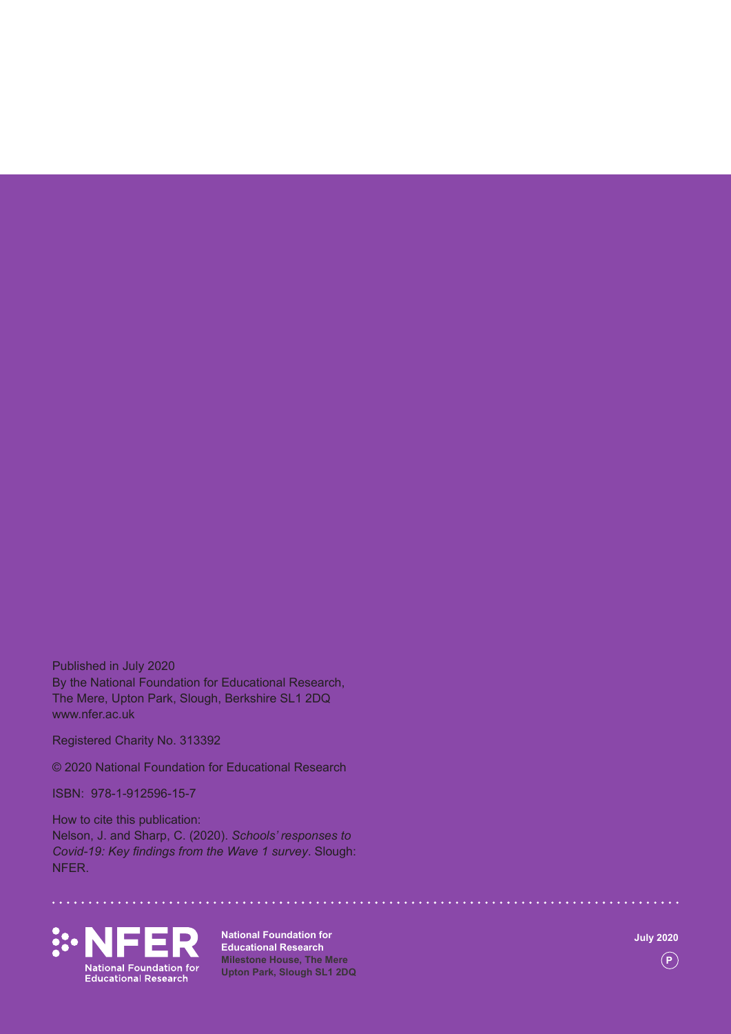Published in July 2020
By the National Foundation for Educational Research,
The Mere, Upton Park, Slough, Berkshire SL1 2DQ
www.nfer.ac.uk

Registered Charity No. 313392

© 2020 National Foundation for Educational Research

ISBN: 978-1-912596-15-7

How to cite this publication:
Nelson, J. and Sharp, C. (2020). *Schools' responses to Covid-19: Key findings from the Wave 1 survey*. Slough: NFER.

NFER
National Foundation for Educational Research

**National Foundation for Educational Research**
**Milestone House, The Mere**
**Upton Park, Slough SL1 2DQ**

**July 2020**